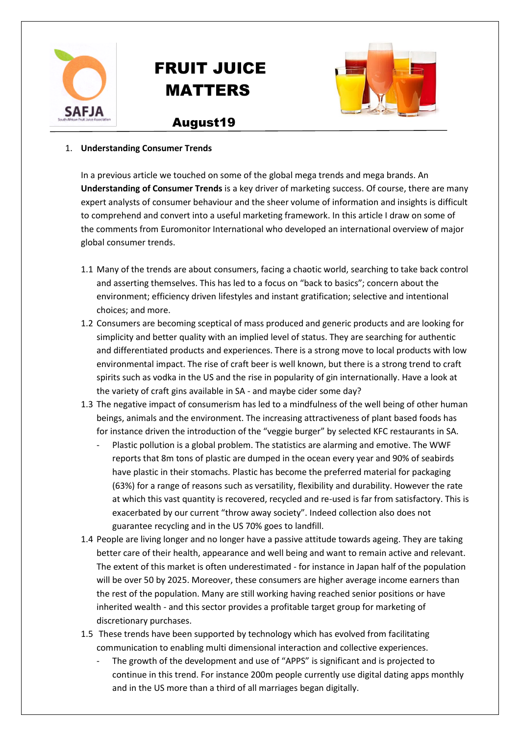# FRUIT JUICE MATTERS

## August19

1. **Understanding Consumer Trends**

In a previous article we touched on some of the global mega trends and mega brands. An **Understanding of Consumer Trends** is a key driver of marketing success. Of course, there are many expert analysts of consumer behaviour and the sheer volume of information and insights is difficult to comprehend and convert into a useful marketing framework. In this article I draw on some of the comments from Euromonitor International who developed an international overview of major global consumer trends.

1.1 Many of the trends are about consumers, facing a chaotic world, searching to take back control and asserting themselves. This has led to a focus on "back to basics"; concern about the environment; efficiency driven lifestyles and instant gratification; selective and intentional choices; and more.

1.2 Consumers are becoming sceptical of mass produced and generic products and are looking for simplicity and better quality with an implied level of status. They are searching for authentic and differentiated products and experiences. There is a strong move to local products with low environmental impact. The rise of craft beer is well known, but there is a strong trend to craft spirits such as vodka in the US and the rise in popularity of gin internationally. Have a look at the variety of craft gins available in SA - and maybe cider some day?

1.3 The negative impact of consumerism has led to a mindfulness of the well being of other human beings, animals and the environment. The increasing attractiveness of plant based foods has for instance driven the introduction of the "veggie burger" by selected KFC restaurants in SA.

- Plastic pollution is a global problem. The statistics are alarming and emotive. The WWF reports that 8m tons of plastic are dumped in the ocean every year and 90% of seabirds have plastic in their stomachs. Plastic has become the preferred material for packaging (63%) for a range of reasons such as versatility, flexibility and durability. However the rate at which this vast quantity is recovered, recycled and re-used is far from satisfactory. This is exacerbated by our current "throw away society". Indeed collection also does not guarantee recycling and in the US 70% goes to landfill.

1.4 People are living longer and no longer have a passive attitude towards ageing. They are taking better care of their health, appearance and well being and want to remain active and relevant. The extent of this market is often underestimated - for instance in Japan half of the population will be over 50 by 2025. Moreover, these consumers are higher average income earners than the rest of the population. Many are still working having reached senior positions or have inherited wealth - and this sector provides a profitable target group for marketing of discretionary purchases.

1.5 These trends have been supported by technology which has evolved from facilitating communication to enabling multi dimensional interaction and collective experiences.

- The growth of the development and use of "APPS" is significant and is projected to continue in this trend. For instance 200m people currently use digital dating apps monthly and in the US more than a third of all marriages began digitally.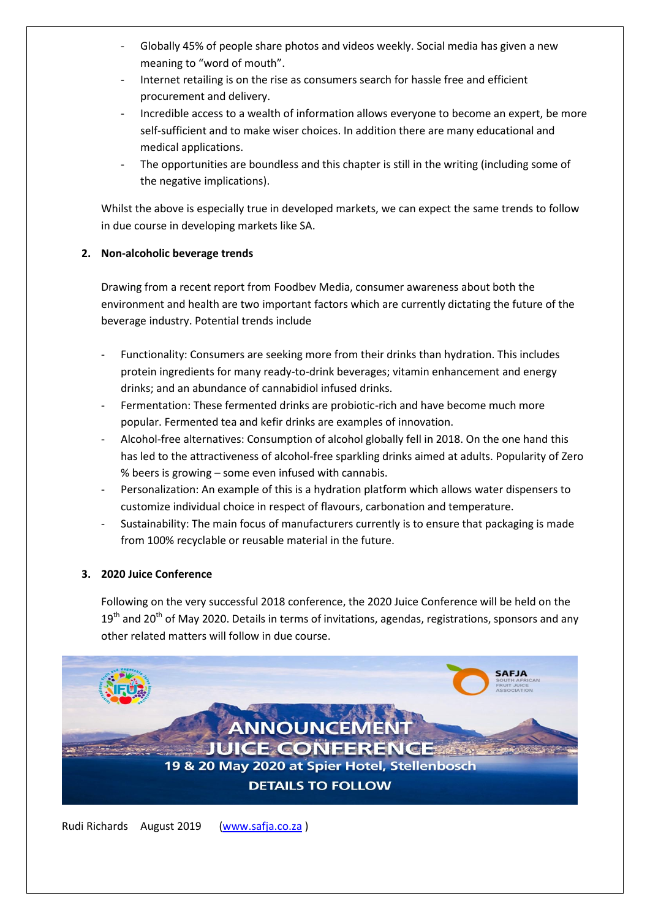- Globally 45% of people share photos and videos weekly. Social media has given a new meaning to "word of mouth".
- Internet retailing is on the rise as consumers search for hassle free and efficient procurement and delivery.
- Incredible access to a wealth of information allows everyone to become an expert, be more self-sufficient and to make wiser choices. In addition there are many educational and medical applications.
- The opportunities are boundless and this chapter is still in the writing (including some of the negative implications).

Whilst the above is especially true in developed markets, we can expect the same trends to follow in due course in developing markets like SA.

**2. Non-alcoholic beverage trends**

Drawing from a recent report from Foodbev Media, consumer awareness about both the environment and health are two important factors which are currently dictating the future of the beverage industry. Potential trends include

- Functionality: Consumers are seeking more from their drinks than hydration. This includes protein ingredients for many ready-to-drink beverages; vitamin enhancement and energy drinks; and an abundance of cannabidiol infused drinks.
- Fermentation: These fermented drinks are probiotic-rich and have become much more popular. Fermented tea and kefir drinks are examples of innovation.
- Alcohol-free alternatives: Consumption of alcohol globally fell in 2018. On the one hand this has led to the attractiveness of alcohol-free sparkling drinks aimed at adults. Popularity of Zero % beers is growing – some even infused with cannabis.
- Personalization: An example of this is a hydration platform which allows water dispensers to customize individual choice in respect of flavours, carbonation and temperature.
- Sustainability: The main focus of manufacturers currently is to ensure that packaging is made from 100% recyclable or reusable material in the future.

**3. 2020 Juice Conference**

Following on the very successful 2018 conference, the 2020 Juice Conference will be held on the 19th and 20th of May 2020. Details in terms of invitations, agendas, registrations, sponsors and any other related matters will follow in due course.

ANNOUNCEMENT
JUICE CONFERENCE
19 & 20 May 2020 at Spier Hotel, Stellenbosch
DETAILS TO FOLLOW

Rudi Richards August 2019 (www.safja.co.za )